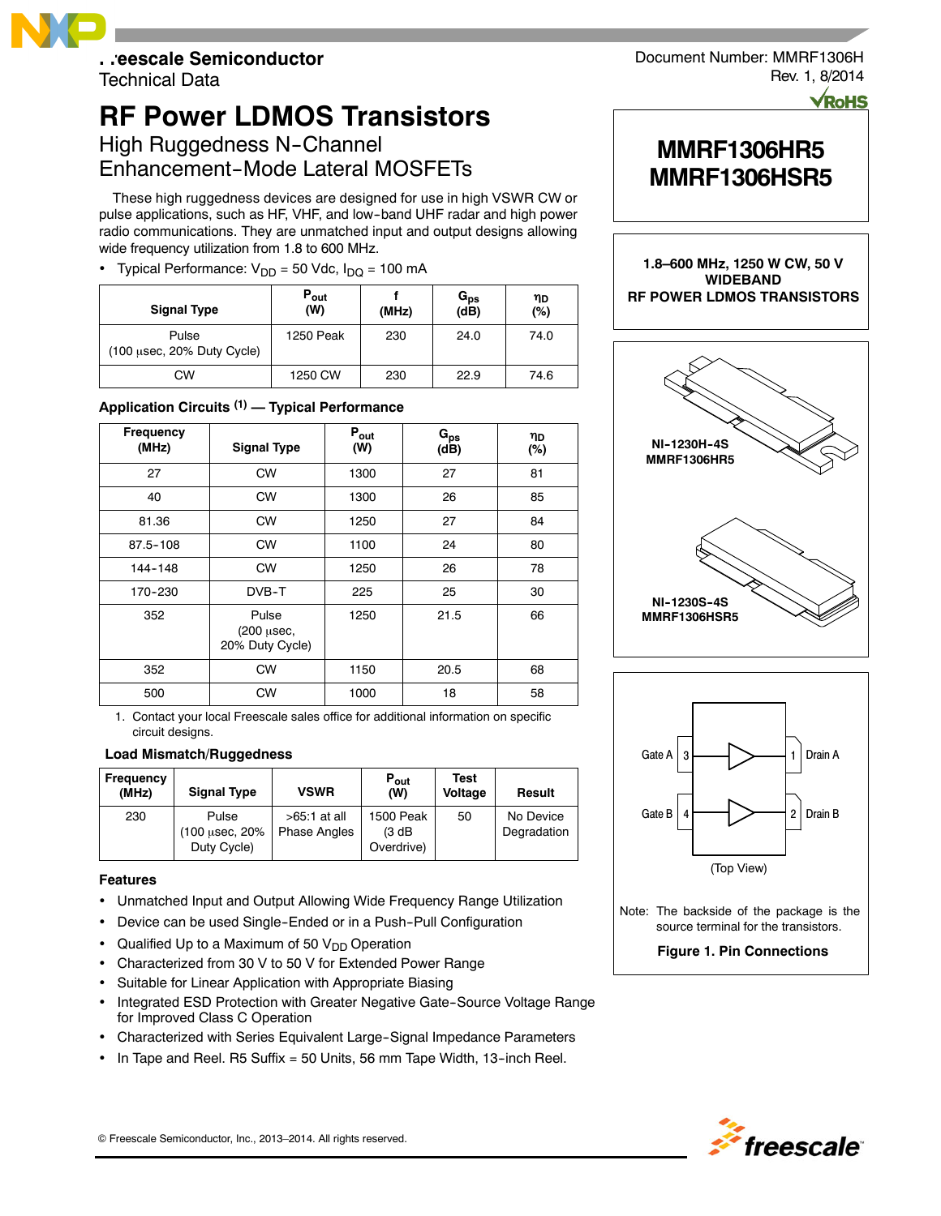Freescale Semiconductor
Technical Data

Document Number: MMRF1306H
Rev. 1, 8/2014

# RF Power LDMOS Transistors

## High Ruggedness N-Channel Enhancement-Mode Lateral MOSFETs

These high ruggedness devices are designed for use in high VSWR CW or pulse applications, such as HF, VHF, and low-band UHF radar and high power radio communications. They are unmatched input and output designs allowing wide frequency utilization from 1.8 to 600 MHz.

- Typical Performance: $V_{DD}$ = 50 Vdc, $I_{DQ}$ = 100 mA

| Signal Type | $P_{out}$ (W) | f (MHz) | $G_{ps}$ (dB) | $\eta_D$ (%) |
|---|---|---|---|---|
| Pulse (100 μsec, 20% Duty Cycle) | 1250 Peak | 230 | 24.0 | 74.0 |
| CW | 1250 CW | 230 | 22.9 | 74.6 |

**Application Circuits [1] — Typical Performance**

| Frequency (MHz) | Signal Type | $P_{out}$ (W) | $G_{ps}$ (dB) | $\eta_D$ (%) |
|---|---|---|---|---|
| 27 | CW | 1300 | 27 | 81 |
| 40 | CW | 1300 | 26 | 85 |
| 81.36 | CW | 1250 | 27 | 84 |
| 87.5-108 | CW | 1100 | 24 | 80 |
| 144-148 | CW | 1250 | 26 | 78 |
| 170-230 | DVB-T | 225 | 25 | 30 |
| 352 | Pulse (200 μsec, 20% Duty Cycle) | 1250 | 21.5 | 66 |
| 352 | CW | 1150 | 20.5 | 68 |
| 500 | CW | 1000 | 18 | 58 |

1. Contact your local Freescale sales office for additional information on specific circuit designs.

**Load Mismatch/Ruggedness**

| Frequency (MHz) | Signal Type | VSWR | $P_{out}$ (W) | Test Voltage | Result |
|---|---|---|---|---|---|
| 230 | Pulse (100 μsec, 20% Duty Cycle) | >65:1 at all Phase Angles | 1500 Peak (3 dB Overdrive) | 50 | No Device Degradation |

### Features

- Unmatched Input and Output Allowing Wide Frequency Range Utilization
- Device can be used Single-Ended or in a Push-Pull Configuration
- Qualified Up to a Maximum of 50 $V_{DD}$ Operation
- Characterized from 30 V to 50 V for Extended Power Range
- Suitable for Linear Application with Appropriate Biasing
- Integrated ESD Protection with Greater Negative Gate-Source Voltage Range for Improved Class C Operation
- Characterized with Series Equivalent Large-Signal Impedance Parameters
- In Tape and Reel. R5 Suffix = 50 Units, 56 mm Tape Width, 13-inch Reel.

**MMRF1306HR5**
**MMRF1306HSR5**

**1.8–600 MHz, 1250 W CW, 50 V WIDEBAND RF POWER LDMOS TRANSISTORS**

**NI-1230H-4S**
**MMRF1306HR5**

**NI-1230S-4S**
**MMRF1306HSR5**

Gate A 3 — 1 Drain A
Gate B 4 — 2 Drain B

(Top View)

Note: The backside of the package is the source terminal for the transistors.

**Figure 1. Pin Connections**

© Freescale Semiconductor, Inc., 2013–2014. All rights reserved.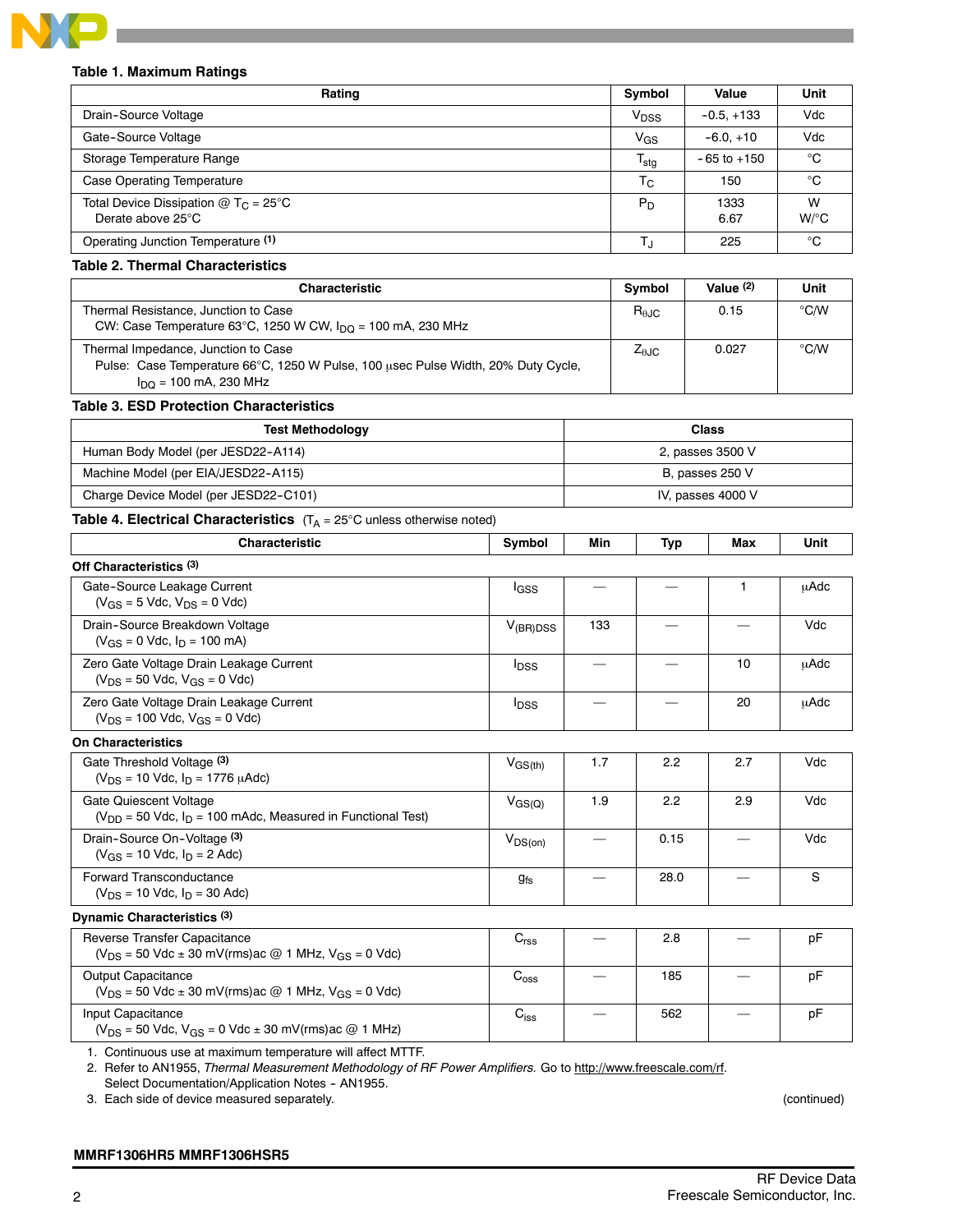**Table 1. Maximum Ratings**

| Rating | Symbol | Value | Unit |
|---|---|---|---|
| Drain-Source Voltage | $V_{DSS}$ | -0.5, +133 | Vdc |
| Gate-Source Voltage | $V_{GS}$ | -6.0, +10 | Vdc |
| Storage Temperature Range | $T_{stg}$ | - 65 to +150 | °C |
| Case Operating Temperature | $T_C$ | 150 | °C |
| Total Device Dissipation @ $T_C$ = 25°C<br>Derate above 25°C | $P_D$ | 1333<br>6.67 | W<br>W/°C |
| Operating Junction Temperature (1) | $T_J$ | 225 | °C |

**Table 2. Thermal Characteristics**

| Characteristic | Symbol | Value (2) | Unit |
|---|---|---|---|
| Thermal Resistance, Junction to Case<br>CW: Case Temperature 63°C, 1250 W CW, $I_{DQ}$ = 100 mA, 230 MHz | $R_{\theta JC}$ | 0.15 | °C/W |
| Thermal Impedance, Junction to Case<br>Pulse: Case Temperature 66°C, 1250 W Pulse, 100 μsec Pulse Width, 20% Duty Cycle, $I_{DQ}$ = 100 mA, 230 MHz | $Z_{\theta JC}$ | 0.027 | °C/W |

**Table 3. ESD Protection Characteristics**

| Test Methodology | Class |
|---|---|
| Human Body Model (per JESD22-A114) | 2, passes 3500 V |
| Machine Model (per EIA/JESD22-A115) | B, passes 250 V |
| Charge Device Model (per JESD22-C101) | IV, passes 4000 V |

**Table 4. Electrical Characteristics** ($T_A$ = 25°C unless otherwise noted)

| Characteristic | Symbol | Min | Typ | Max | Unit |
|---|---|---|---|---|---|
| **Off Characteristics (3)** | | | | | |
| Gate-Source Leakage Current<br>($V_{GS}$ = 5 Vdc, $V_{DS}$ = 0 Vdc) | $I_{GSS}$ | — | — | 1 | μAdc |
| Drain-Source Breakdown Voltage<br>($V_{GS}$ = 0 Vdc, $I_D$ = 100 mA) | $V_{(BR)DSS}$ | 133 | — | — | Vdc |
| Zero Gate Voltage Drain Leakage Current<br>($V_{DS}$ = 50 Vdc, $V_{GS}$ = 0 Vdc) | $I_{DSS}$ | — | — | 10 | μAdc |
| Zero Gate Voltage Drain Leakage Current<br>($V_{DS}$ = 100 Vdc, $V_{GS}$ = 0 Vdc) | $I_{DSS}$ | — | — | 20 | μAdc |
| **On Characteristics** | | | | | |
| Gate Threshold Voltage (3)<br>($V_{DS}$ = 10 Vdc, $I_D$ = 1776 μAdc) | $V_{GS(th)}$ | 1.7 | 2.2 | 2.7 | Vdc |
| Gate Quiescent Voltage<br>($V_{DD}$ = 50 Vdc, $I_D$ = 100 mAdc, Measured in Functional Test) | $V_{GS(Q)}$ | 1.9 | 2.2 | 2.9 | Vdc |
| Drain-Source On-Voltage (3)<br>($V_{GS}$ = 10 Vdc, $I_D$ = 2 Adc) | $V_{DS(on)}$ | — | 0.15 | — | Vdc |
| Forward Transconductance<br>($V_{DS}$ = 10 Vdc, $I_D$ = 30 Adc) | $g_{fs}$ | — | 28.0 | — | S |
| **Dynamic Characteristics (3)** | | | | | |
| Reverse Transfer Capacitance<br>($V_{DS}$ = 50 Vdc ± 30 mV(rms)ac @ 1 MHz, $V_{GS}$ = 0 Vdc) | $C_{rss}$ | — | 2.8 | — | pF |
| Output Capacitance<br>($V_{DS}$ = 50 Vdc ± 30 mV(rms)ac @ 1 MHz, $V_{GS}$ = 0 Vdc) | $C_{oss}$ | — | 185 | — | pF |
| Input Capacitance<br>($V_{DS}$ = 50 Vdc, $V_{GS}$ = 0 Vdc ± 30 mV(rms)ac @ 1 MHz) | $C_{iss}$ | — | 562 | — | pF |

1. Continuous use at maximum temperature will affect MTTF.
2. Refer to AN1955, *Thermal Measurement Methodology of RF Power Amplifiers.* Go to http://www.freescale.com/rf. Select Documentation/Application Notes - AN1955.
3. Each side of device measured separately.

(continued)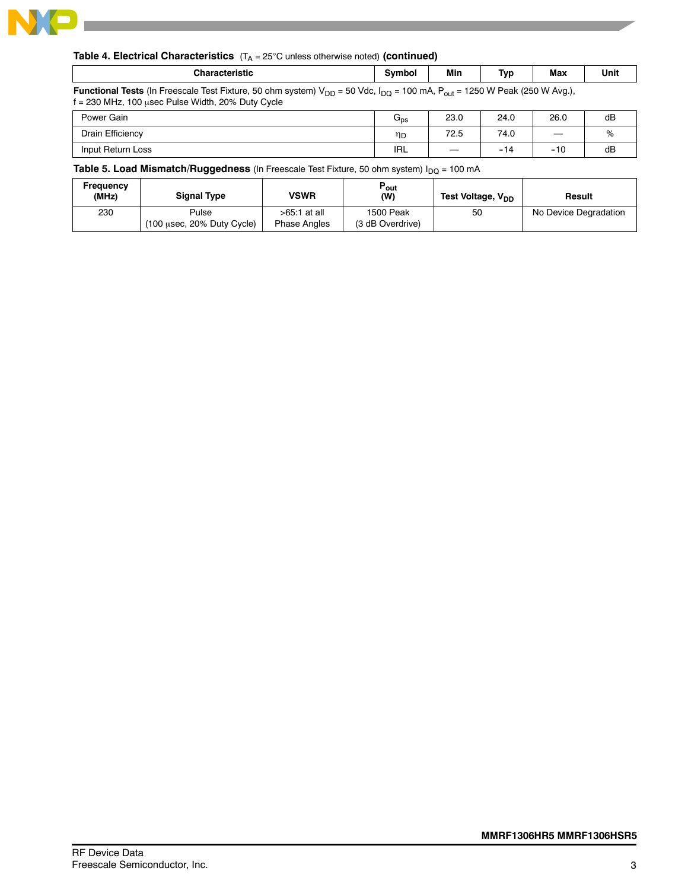**Table 4. Electrical Characteristics** ($T_A$ = 25°C unless otherwise noted) **(continued)**

| Characteristic | Symbol | Min | Typ | Max | Unit |
|---|---|---|---|---|---|
| **Functional Tests** (In Freescale Test Fixture, 50 ohm system) $V_{DD}$ = 50 Vdc, $I_{DQ}$ = 100 mA, $P_{out}$ = 1250 W Peak (250 W Avg.), f = 230 MHz, 100 μsec Pulse Width, 20% Duty Cycle | | | | | |
| Power Gain | $G_{ps}$ | 23.0 | 24.0 | 26.0 | dB |
| Drain Efficiency | $\eta_D$ | 72.5 | 74.0 | — | % |
| Input Return Loss | IRL | — | -14 | -10 | dB |

**Table 5. Load Mismatch/Ruggedness** (In Freescale Test Fixture, 50 ohm system) $I_{DQ}$ = 100 mA

| Frequency (MHz) | Signal Type | VSWR | $P_{out}$ (W) | Test Voltage, $V_{DD}$ | Result |
|---|---|---|---|---|---|
| 230 | Pulse (100 μsec, 20% Duty Cycle) | >65:1 at all Phase Angles | 1500 Peak (3 dB Overdrive) | 50 | No Device Degradation |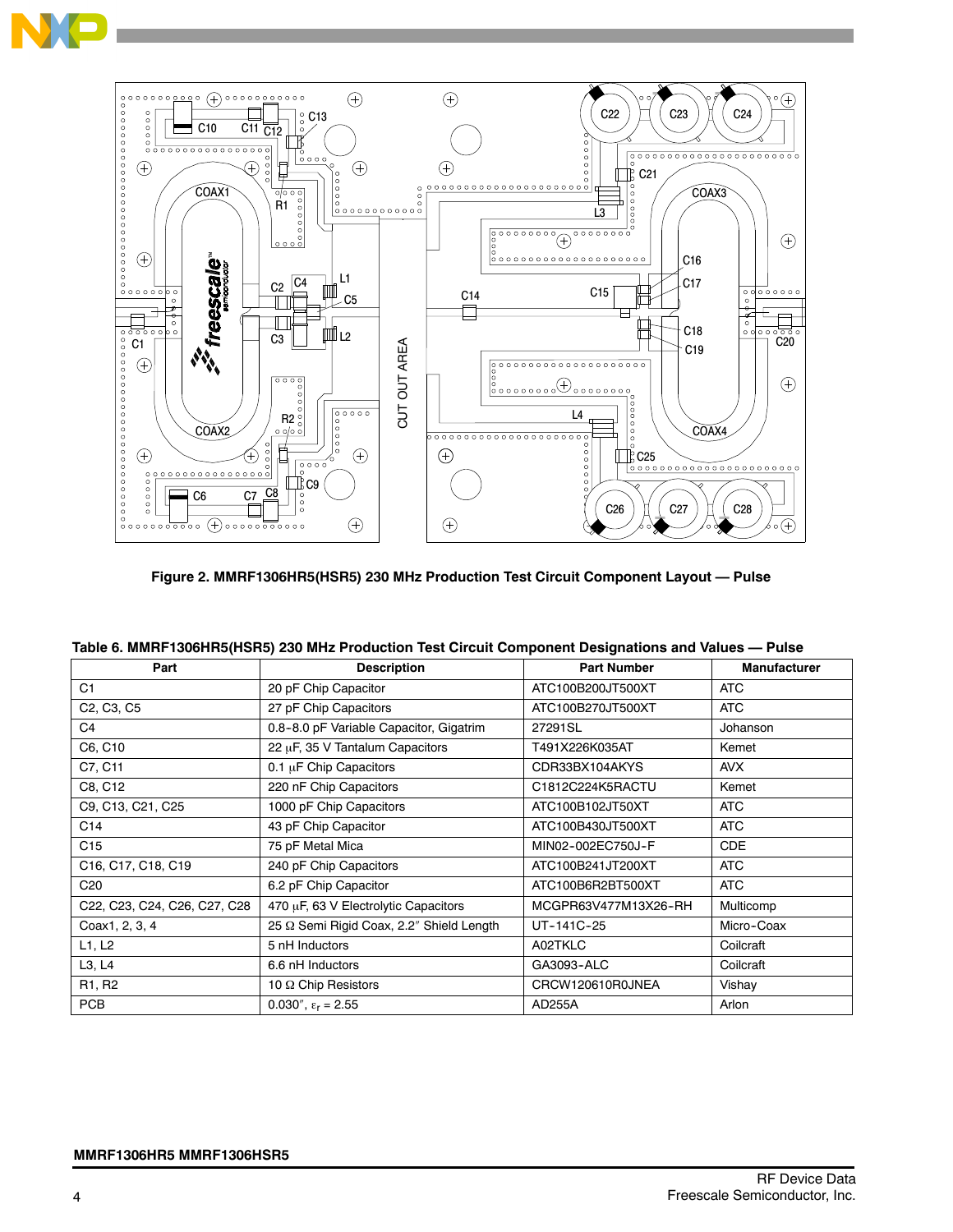**Figure 2. MMRF1306HR5(HSR5) 230 MHz Production Test Circuit Component Layout — Pulse**

**Table 6. MMRF1306HR5(HSR5) 230 MHz Production Test Circuit Component Designations and Values — Pulse**

| Part | Description | Part Number | Manufacturer |
|---|---|---|---|
| C1 | 20 pF Chip Capacitor | ATC100B200JT500XT | ATC |
| C2, C3, C5 | 27 pF Chip Capacitors | ATC100B270JT500XT | ATC |
| C4 | 0.8-8.0 pF Variable Capacitor, Gigatrim | 27291SL | Johanson |
| C6, C10 | 22 μF, 35 V Tantalum Capacitors | T491X226K035AT | Kemet |
| C7, C11 | 0.1 μF Chip Capacitors | CDR33BX104AKYS | AVX |
| C8, C12 | 220 nF Chip Capacitors | C1812C224K5RACTU | Kemet |
| C9, C13, C21, C25 | 1000 pF Chip Capacitors | ATC100B102JT50XT | ATC |
| C14 | 43 pF Chip Capacitor | ATC100B430JT500XT | ATC |
| C15 | 75 pF Metal Mica | MIN02-002EC750J-F | CDE |
| C16, C17, C18, C19 | 240 pF Chip Capacitors | ATC100B241JT200XT | ATC |
| C20 | 6.2 pF Chip Capacitor | ATC100B6R2BT500XT | ATC |
| C22, C23, C24, C26, C27, C28 | 470 μF, 63 V Electrolytic Capacitors | MCGPR63V477M13X26-RH | Multicomp |
| Coax1, 2, 3, 4 | 25 Ω Semi Rigid Coax, 2.2″ Shield Length | UT-141C-25 | Micro-Coax |
| L1, L2 | 5 nH Inductors | A02TKLC | Coilcraft |
| L3, L4 | 6.6 nH Inductors | GA3093-ALC | Coilcraft |
| R1, R2 | 10 Ω Chip Resistors | CRCW120610R0JNEA | Vishay |
| PCB | 0.030″, $\varepsilon_r$ = 2.55 | AD255A | Arlon |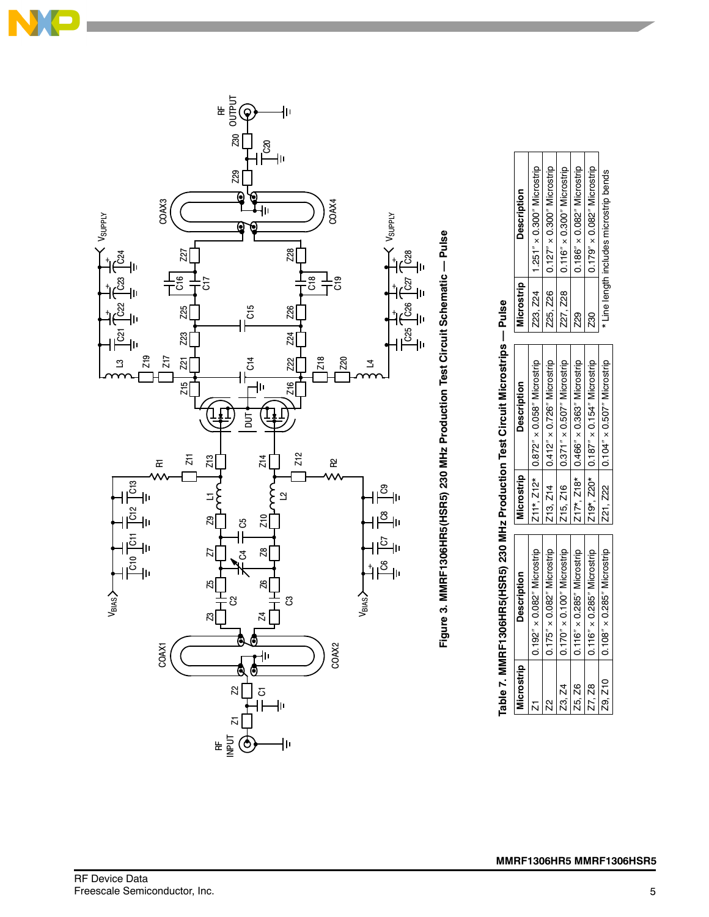Figure 3. MMRF1306HR5(HSR5) 230 MHz Production Test Circuit Schematic — Pulse

Table 7. MMRF1306HR5(HSR5) 230 MHz Production Test Circuit Microstrips — Pulse

| Microstrip | Description | Microstrip | Description | Microstrip | Description |
|---|---|---|---|---|---|
| Z1 | 0.192″ × 0.082″ Microstrip | Z11*, Z12* | 0.872″ × 0.058″ Microstrip | Z23, Z24 | 1.251″ × 0.300″ Microstrip |
| Z2 | 0.175″ × 0.082″ Microstrip | Z13, Z14 | 0.412″ × 0.726″ Microstrip | Z25, Z26 | 0.127″ × 0.300″ Microstrip |
| Z3, Z4 | 0.170″ × 0.100″ Microstrip | Z15, Z16 | 0.371″ × 0.507″ Microstrip | Z27, Z28 | 0.116″ × 0.300″ Microstrip |
| Z5, Z6 | 0.116″ × 0.285″ Microstrip | Z17*, Z18* | 0.466″ × 0.363″ Microstrip | Z29 | 0.186″ × 0.082″ Microstrip |
| Z7, Z8 | 0.116″ × 0.285″ Microstrip | Z19*, Z20* | 0.187″ × 0.154″ Microstrip | Z30 | 0.179″ × 0.082″ Microstrip |
| Z9, Z10 | 0.108″ × 0.285″ Microstrip | Z21, Z22 | 0.104″ × 0.507″ Microstrip | | |

* Line length includes microstrip bends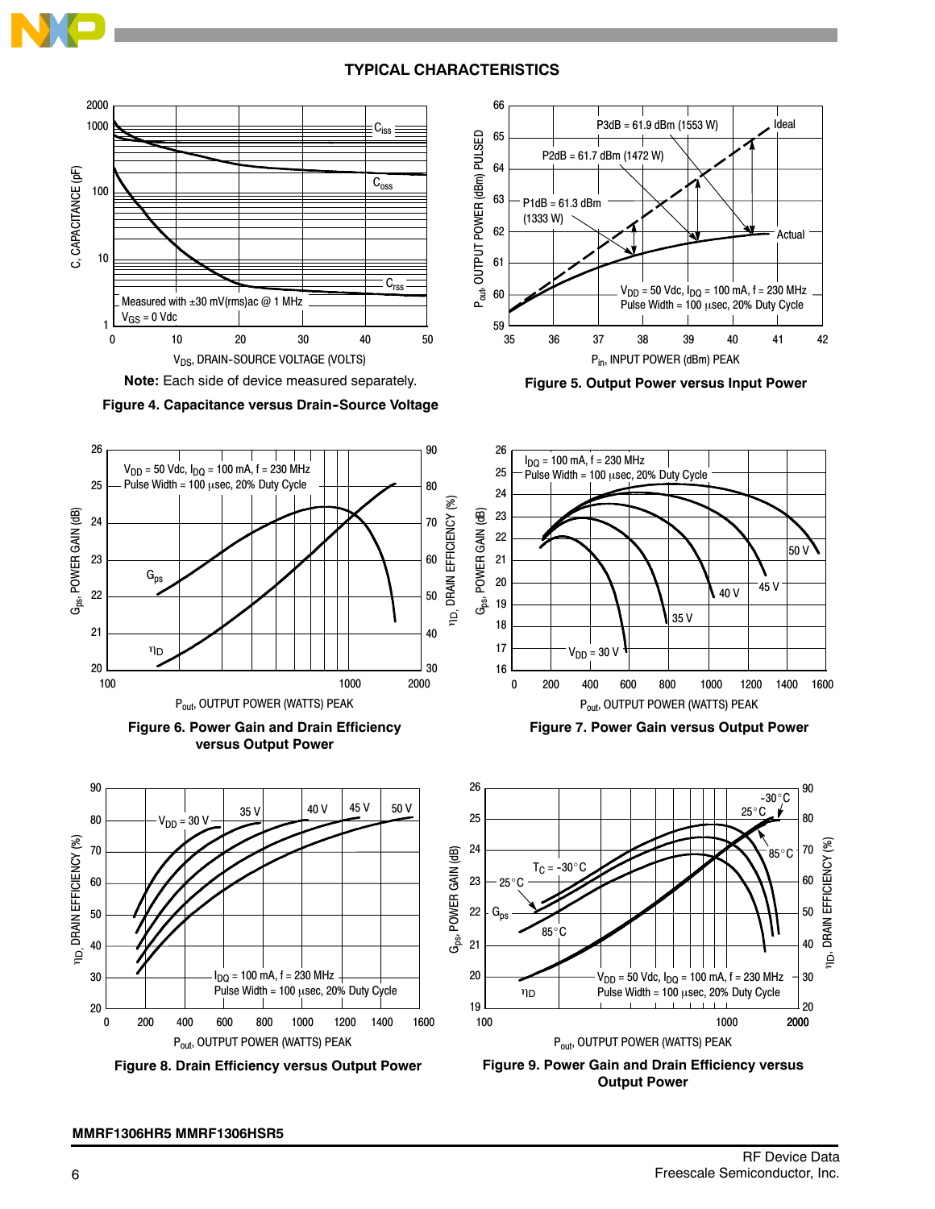## TYPICAL CHARACTERISTICS

**Note:** Each side of device measured separately.

**Figure 4. Capacitance versus Drain-Source Voltage**

**Figure 5. Output Power versus Input Power**

**Figure 6. Power Gain and Drain Efficiency versus Output Power**

**Figure 7. Power Gain versus Output Power**

**Figure 8. Drain Efficiency versus Output Power**

**Figure 9. Power Gain and Drain Efficiency versus Output Power**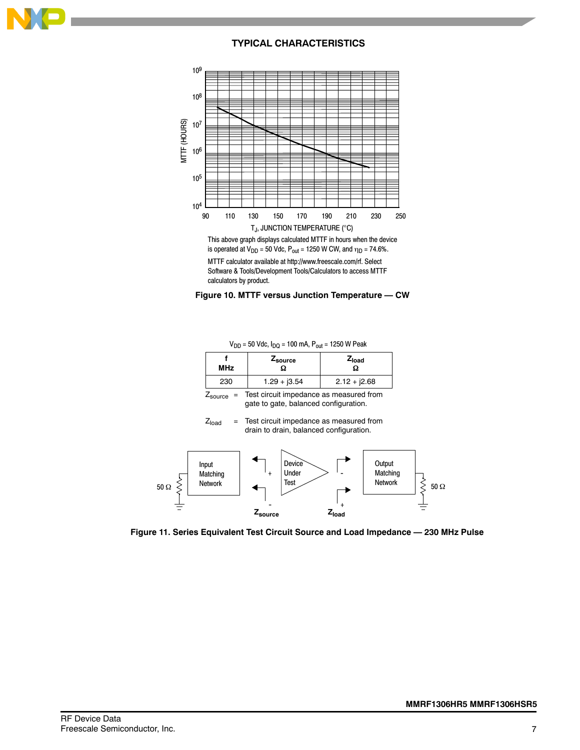## TYPICAL CHARACTERISTICS

This above graph displays calculated MTTF in hours when the device is operated at $V_{DD}$ = 50 Vdc, $P_{out}$ = 1250 W CW, and $\eta_D$ = 74.6%.

MTTF calculator available at http://www.freescale.com/rf. Select Software & Tools/Development Tools/Calculators to access MTTF calculators by product.

**Figure 10. MTTF versus Junction Temperature — CW**

$V_{DD}$ = 50 Vdc, $I_{DQ}$ = 100 mA, $P_{out}$ = 1250 W Peak

| f MHz | $Z_{source}$ Ω | $Z_{load}$ Ω |
|---|---|---|
| 230 | 1.29 + j3.54 | 2.12 + j2.68 |

$Z_{source}$ = Test circuit impedance as measured from gate to gate, balanced configuration.

$Z_{load}$ = Test circuit impedance as measured from drain to drain, balanced configuration.

**Figure 11. Series Equivalent Test Circuit Source and Load Impedance — 230 MHz Pulse**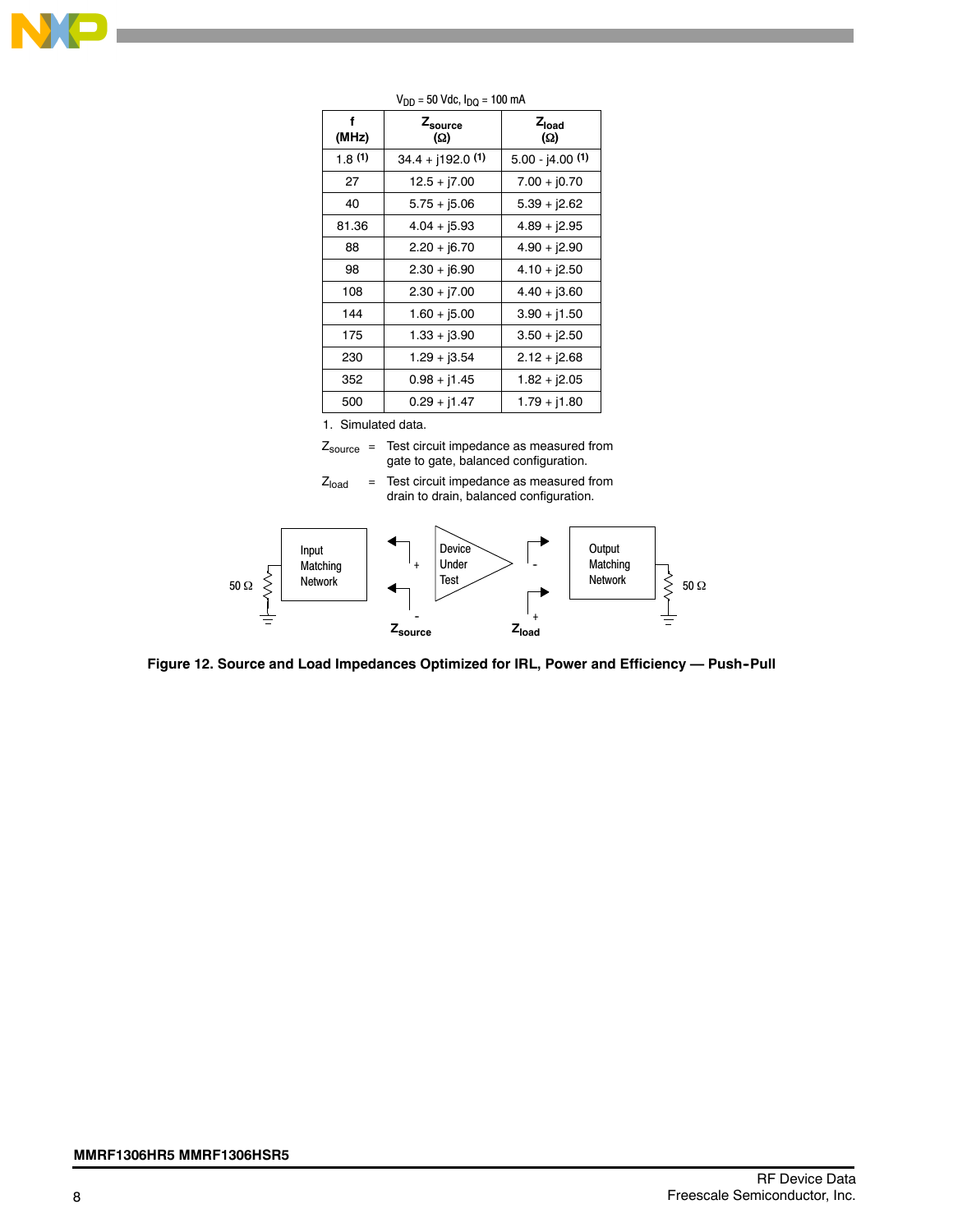$V_{DD}$ = 50 Vdc, $I_{DQ}$ = 100 mA

| f (MHz) | $Z_{source}$ (Ω) | $Z_{load}$ (Ω) |
|---|---|---|
| 1.8 (1) | 34.4 + j192.0 (1) | 5.00 - j4.00 (1) |
| 27 | 12.5 + j7.00 | 7.00 + j0.70 |
| 40 | 5.75 + j5.06 | 5.39 + j2.62 |
| 81.36 | 4.04 + j5.93 | 4.89 + j2.95 |
| 88 | 2.20 + j6.70 | 4.90 + j2.90 |
| 98 | 2.30 + j6.90 | 4.10 + j2.50 |
| 108 | 2.30 + j7.00 | 4.40 + j3.60 |
| 144 | 1.60 + j5.00 | 3.90 + j1.50 |
| 175 | 1.33 + j3.90 | 3.50 + j2.50 |
| 230 | 1.29 + j3.54 | 2.12 + j2.68 |
| 352 | 0.98 + j1.45 | 1.82 + j2.05 |
| 500 | 0.29 + j1.47 | 1.79 + j1.80 |

1. Simulated data.

$Z_{source}$ = Test circuit impedance as measured from gate to gate, balanced configuration.

$Z_{load}$ = Test circuit impedance as measured from drain to drain, balanced configuration.

50 Ω — Input Matching Network — + / - $Z_{source}$ — Device Under Test — - / + $Z_{load}$ — Output Matching Network — 50 Ω

**Figure 12. Source and Load Impedances Optimized for IRL, Power and Efficiency — Push-Pull**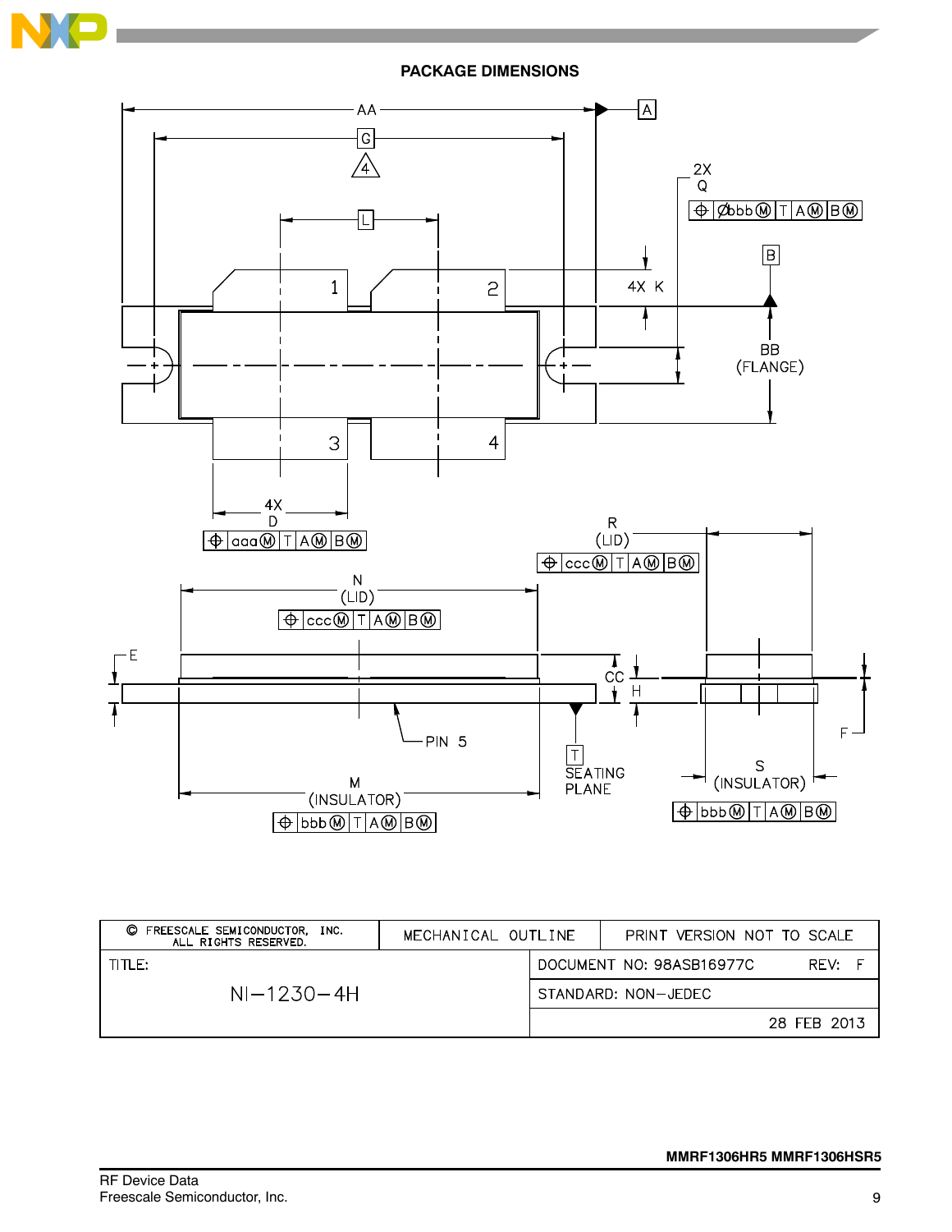## PACKAGE DIMENSIONS

| © FREESCALE SEMICONDUCTOR, INC. ALL RIGHTS RESERVED. | MECHANICAL OUTLINE | | PRINT VERSION NOT TO SCALE |
|---|---|---|---|
| TITLE: | | DOCUMENT NO: 98ASB16977C | REV: F |
| NI−1230−4H | | STANDARD: NON−JEDEC | |
| | | | 28 FEB 2013 |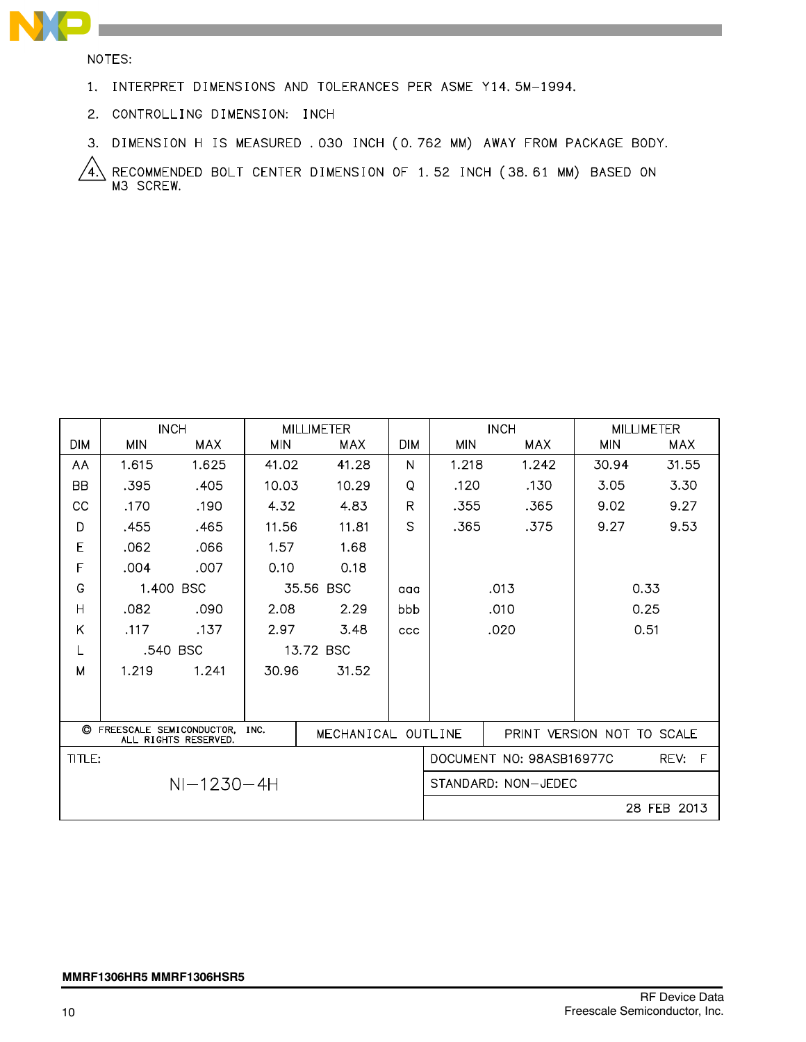NOTES:

1. INTERPRET DIMENSIONS AND TOLERANCES PER ASME Y14.5M-1994.
2. CONTROLLING DIMENSION: INCH
3. DIMENSION H IS MEASURED .030 INCH (0.762 MM) AWAY FROM PACKAGE BODY.
4. RECOMMENDED BOLT CENTER DIMENSION OF 1.52 INCH (38.61 MM) BASED ON M3 SCREW.

| DIM | INCH MIN | INCH MAX | MILLIMETER MIN | MILLIMETER MAX | DIM | INCH MIN | INCH MAX | MILLIMETER MIN | MILLIMETER MAX |
|---|---|---|---|---|---|---|---|---|---|
| AA | 1.615 | 1.625 | 41.02 | 41.28 | N | 1.218 | 1.242 | 30.94 | 31.55 |
| BB | .395 | .405 | 10.03 | 10.29 | Q | .120 | .130 | 3.05 | 3.30 |
| CC | .170 | .190 | 4.32 | 4.83 | R | .355 | .365 | 9.02 | 9.27 |
| D | .455 | .465 | 11.56 | 11.81 | S | .365 | .375 | 9.27 | 9.53 |
| E | .062 | .066 | 1.57 | 1.68 | | | | | |
| F | .004 | .007 | 0.10 | 0.18 | | | | | |
| G | 1.400 BSC | | 35.56 BSC | | aaa | .013 | | 0.33 | |
| H | .082 | .090 | 2.08 | 2.29 | bbb | .010 | | 0.25 | |
| K | .117 | .137 | 2.97 | 3.48 | ccc | .020 | | 0.51 | |
| L | .540 BSC | | 13.72 BSC | | | | | | |
| M | 1.219 | 1.241 | 30.96 | 31.52 | | | | | |

| © FREESCALE SEMICONDUCTOR, INC. ALL RIGHTS RESERVED. | MECHANICAL OUTLINE | PRINT VERSION NOT TO SCALE |
|---|---|---|
| TITLE: NI-1230-4H | DOCUMENT NO: 98ASB16977C | REV: F |
| | STANDARD: NON-JEDEC | |
| | | 28 FEB 2013 |

MMRF1306HR5 MMRF1306HSR5

RF Device Data
Freescale Semiconductor, Inc.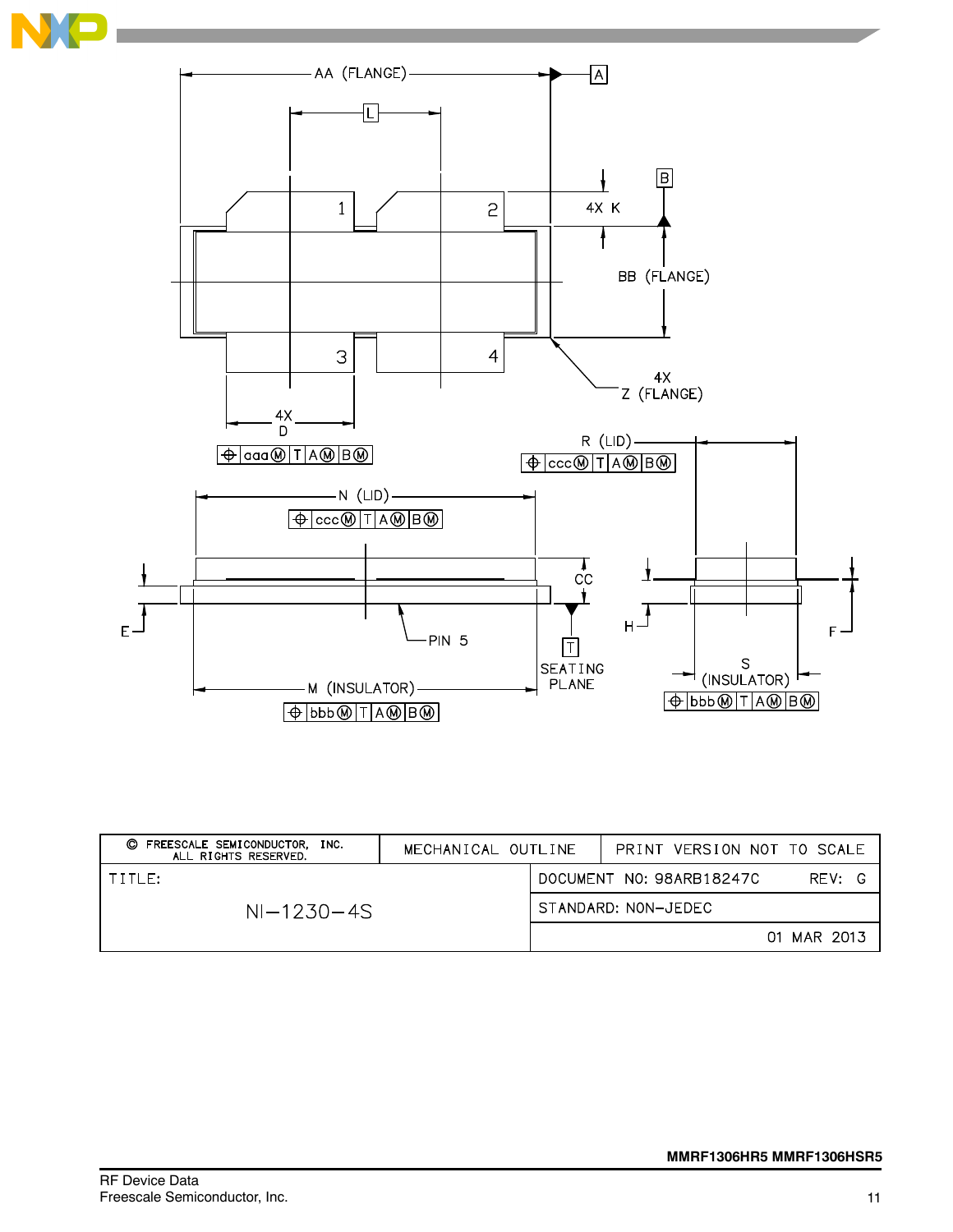AA (FLANGE)

A

L

B

1

2

4X K

BB (FLANGE)

3

4

4X Z (FLANGE)

4X D

⌖ aaa Ⓜ T A Ⓜ B Ⓜ

R (LID)

⌖ ccc Ⓜ T A Ⓜ B Ⓜ

N (LID)

⌖ ccc Ⓜ T A Ⓜ B Ⓜ

CC

E

PIN 5

T

SEATING PLANE

H

F

M (INSULATOR)

⌖ bbb Ⓜ T A Ⓜ B Ⓜ

S (INSULATOR)

⌖ bbb Ⓜ T A Ⓜ B Ⓜ

| © FREESCALE SEMICONDUCTOR, INC. ALL RIGHTS RESERVED. | MECHANICAL OUTLINE | PRINT VERSION NOT TO SCALE |
|---|---|---|
| TITLE: NI–1230–4S | DOCUMENT NO: 98ARB18247C | REV: G |
| | STANDARD: NON–JEDEC | |
| | | 01 MAR 2013 |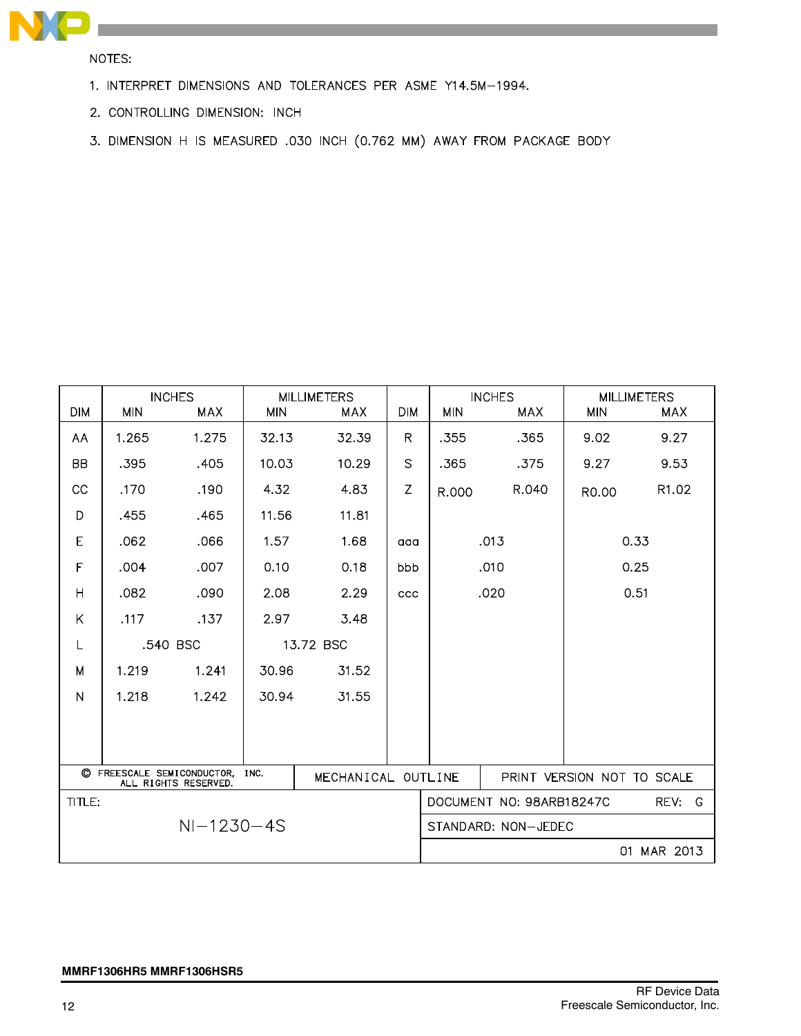NOTES:

1. INTERPRET DIMENSIONS AND TOLERANCES PER ASME Y14.5M–1994.
2. CONTROLLING DIMENSION: INCH
3. DIMENSION H IS MEASURED .030 INCH (0.762 MM) AWAY FROM PACKAGE BODY

| DIM | INCHES | | MILLIMETERS | | DIM | INCHES | | MILLIMETERS | |
|---|---|---|---|---|---|---|---|---|---|
| | MIN | MAX | MIN | MAX | | MIN | MAX | MIN | MAX |
| AA | 1.265 | 1.275 | 32.13 | 32.39 | R | .355 | .365 | 9.02 | 9.27 |
| BB | .395 | .405 | 10.03 | 10.29 | S | .365 | .375 | 9.27 | 9.53 |
| CC | .170 | .190 | 4.32 | 4.83 | Z | R.000 | R.040 | R0.00 | R1.02 |
| D | .455 | .465 | 11.56 | 11.81 | | | | | |
| E | .062 | .066 | 1.57 | 1.68 | aaa | .013 | | 0.33 | |
| F | .004 | .007 | 0.10 | 0.18 | bbb | .010 | | 0.25 | |
| H | .082 | .090 | 2.08 | 2.29 | ccc | .020 | | 0.51 | |
| K | .117 | .137 | 2.97 | 3.48 | | | | | |
| L | .540 BSC | | 13.72 BSC | | | | | | |
| M | 1.219 | 1.241 | 30.96 | 31.52 | | | | | |
| N | 1.218 | 1.242 | 30.94 | 31.55 | | | | | |

| © FREESCALE SEMICONDUCTOR, INC. ALL RIGHTS RESERVED. | MECHANICAL OUTLINE | PRINT VERSION NOT TO SCALE |
|---|---|---|
| TITLE: NI–1230–4S | DOCUMENT NO: 98ARB18247C | REV: G |
| | STANDARD: NON–JEDEC | |
| | | 01 MAR 2013 |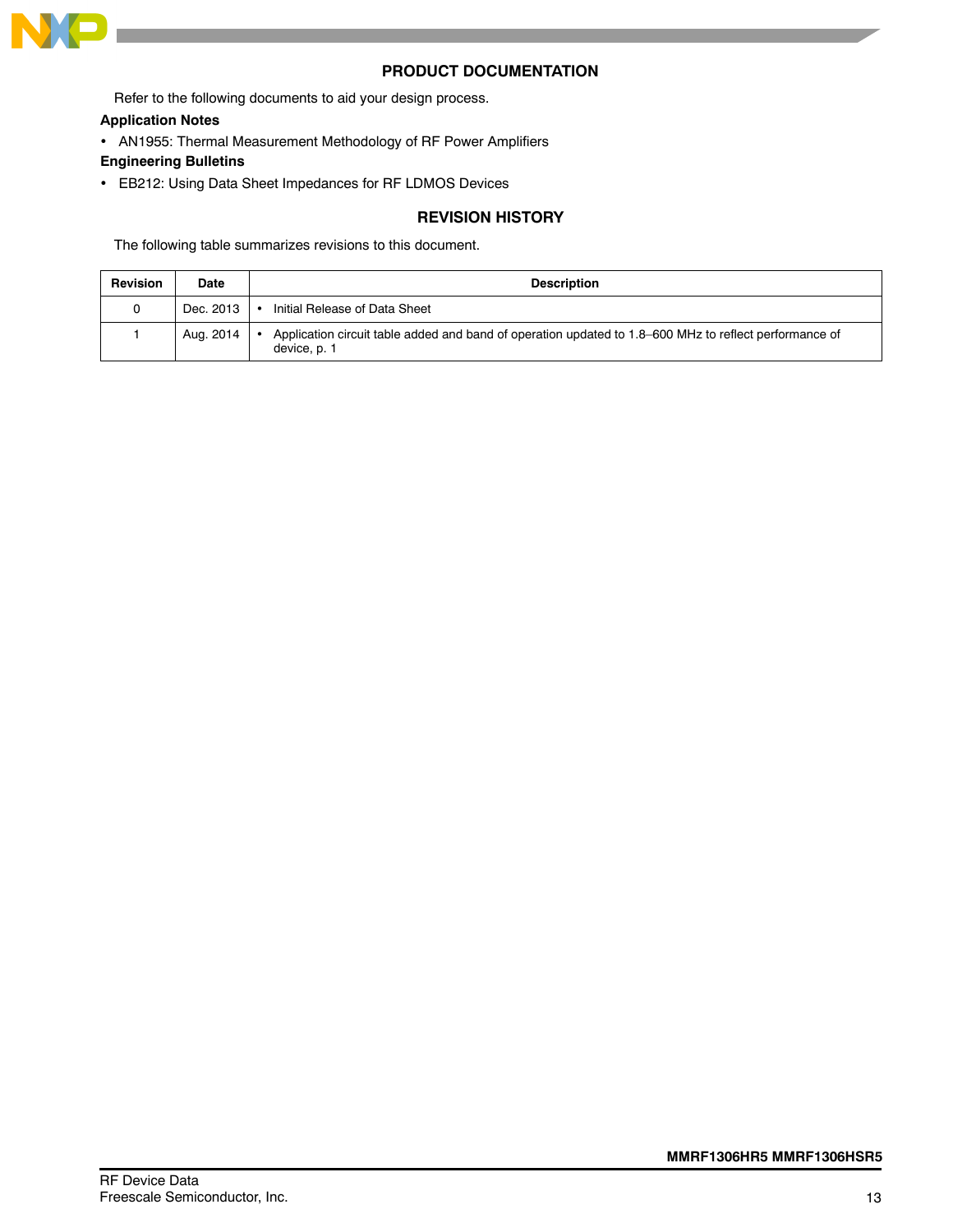## PRODUCT DOCUMENTATION

Refer to the following documents to aid your design process.

**Application Notes**

- AN1955: Thermal Measurement Methodology of RF Power Amplifiers

**Engineering Bulletins**

- EB212: Using Data Sheet Impedances for RF LDMOS Devices

## REVISION HISTORY

The following table summarizes revisions to this document.

| Revision | Date | Description |
| --- | --- | --- |
| 0 | Dec. 2013 | • Initial Release of Data Sheet |
| 1 | Aug. 2014 | • Application circuit table added and band of operation updated to 1.8–600 MHz to reflect performance of device, p. 1 |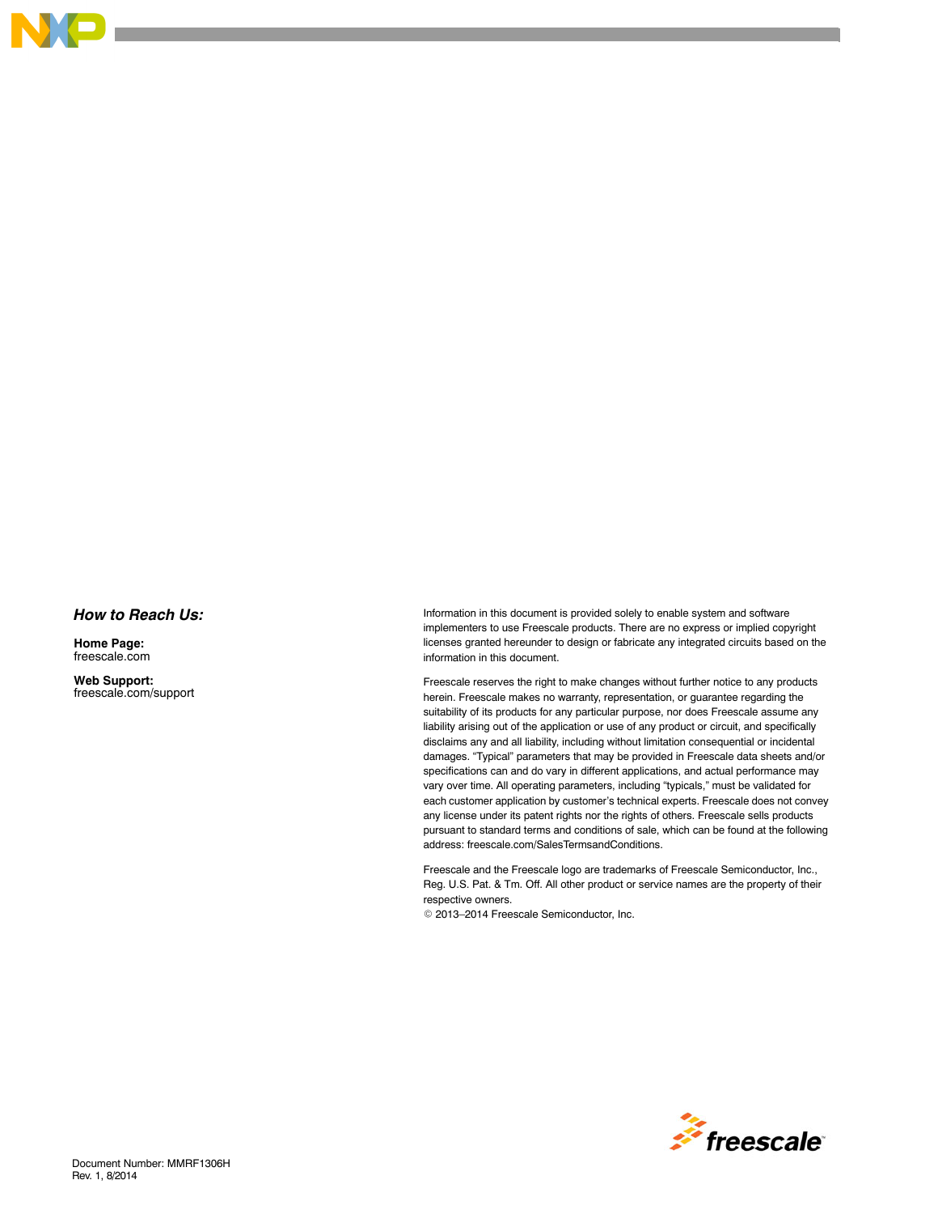### *How to Reach Us:*

**Home Page:**
freescale.com

**Web Support:**
freescale.com/support

Information in this document is provided solely to enable system and software implementers to use Freescale products. There are no express or implied copyright licenses granted hereunder to design or fabricate any integrated circuits based on the information in this document.

Freescale reserves the right to make changes without further notice to any products herein. Freescale makes no warranty, representation, or guarantee regarding the suitability of its products for any particular purpose, nor does Freescale assume any liability arising out of the application or use of any product or circuit, and specifically disclaims any and all liability, including without limitation consequential or incidental damages. "Typical" parameters that may be provided in Freescale data sheets and/or specifications can and do vary in different applications, and actual performance may vary over time. All operating parameters, including "typicals," must be validated for each customer application by customer's technical experts. Freescale does not convey any license under its patent rights nor the rights of others. Freescale sells products pursuant to standard terms and conditions of sale, which can be found at the following address: freescale.com/SalesTermsandConditions.

Freescale and the Freescale logo are trademarks of Freescale Semiconductor, Inc., Reg. U.S. Pat. & Tm. Off. All other product or service names are the property of their respective owners.
© 2013–2014 Freescale Semiconductor, Inc.

Document Number: MMRF1306H
Rev. 1, 8/2014